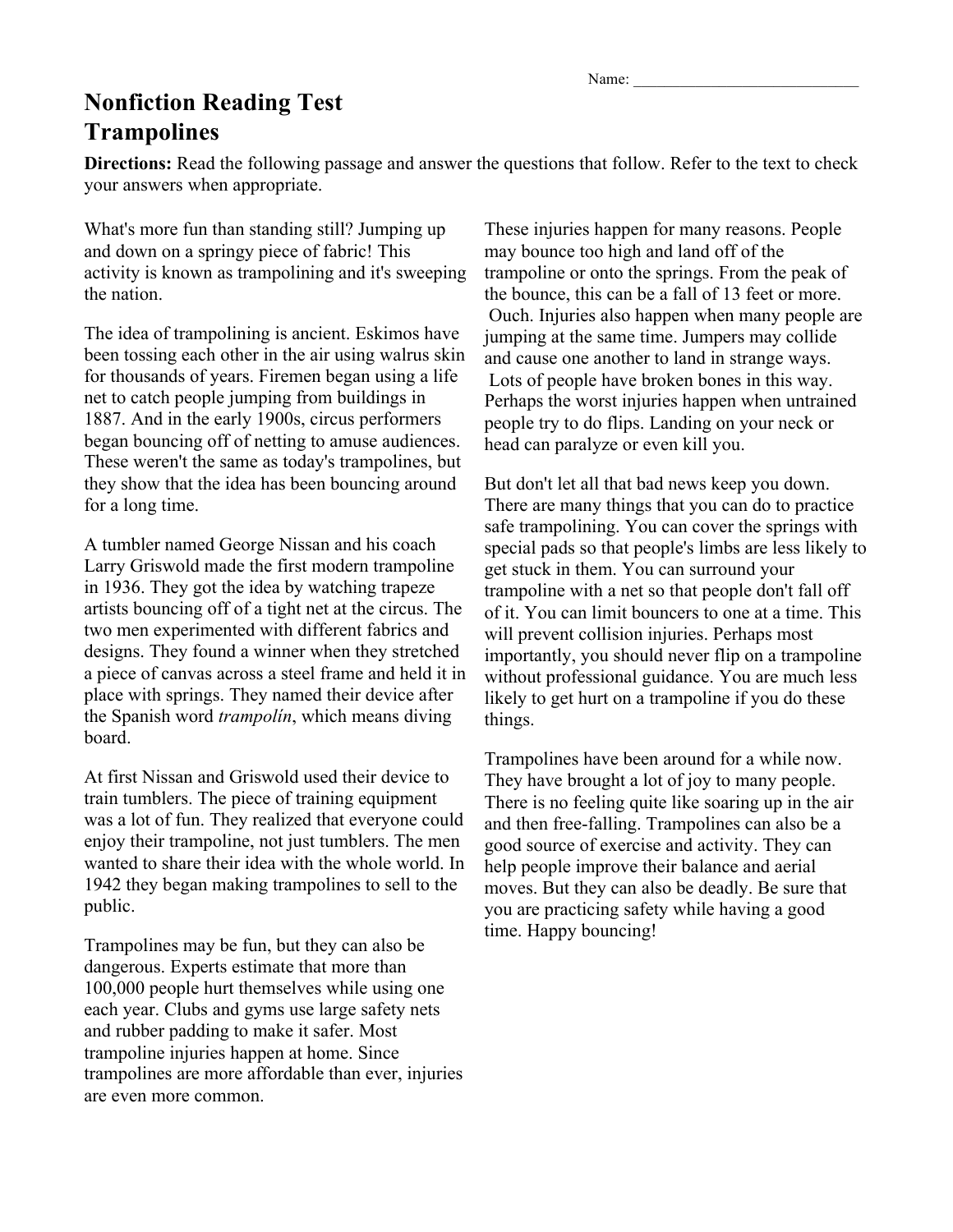Name: ____________________________

# Nonfiction Reading Test
# Trampolines

**Directions:** Read the following passage and answer the questions that follow. Refer to the text to check your answers when appropriate.

What's more fun than standing still? Jumping up and down on a springy piece of fabric! This activity is known as trampolining and it's sweeping the nation.

The idea of trampolining is ancient. Eskimos have been tossing each other in the air using walrus skin for thousands of years. Firemen began using a life net to catch people jumping from buildings in 1887. And in the early 1900s, circus performers began bouncing off of netting to amuse audiences. These weren't the same as today's trampolines, but they show that the idea has been bouncing around for a long time.

A tumbler named George Nissan and his coach Larry Griswold made the first modern trampoline in 1936. They got the idea by watching trapeze artists bouncing off of a tight net at the circus. The two men experimented with different fabrics and designs. They found a winner when they stretched a piece of canvas across a steel frame and held it in place with springs. They named their device after the Spanish word *trampolín*, which means diving board.

At first Nissan and Griswold used their device to train tumblers. The piece of training equipment was a lot of fun. They realized that everyone could enjoy their trampoline, not just tumblers. The men wanted to share their idea with the whole world. In 1942 they began making trampolines to sell to the public.

Trampolines may be fun, but they can also be dangerous. Experts estimate that more than 100,000 people hurt themselves while using one each year. Clubs and gyms use large safety nets and rubber padding to make it safer. Most trampoline injuries happen at home. Since trampolines are more affordable than ever, injuries are even more common.

These injuries happen for many reasons. People may bounce too high and land off of the trampoline or onto the springs. From the peak of the bounce, this can be a fall of 13 feet or more. Ouch. Injuries also happen when many people are jumping at the same time. Jumpers may collide and cause one another to land in strange ways. Lots of people have broken bones in this way. Perhaps the worst injuries happen when untrained people try to do flips. Landing on your neck or head can paralyze or even kill you.

But don't let all that bad news keep you down. There are many things that you can do to practice safe trampolining. You can cover the springs with special pads so that people's limbs are less likely to get stuck in them. You can surround your trampoline with a net so that people don't fall off of it. You can limit bouncers to one at a time. This will prevent collision injuries. Perhaps most importantly, you should never flip on a trampoline without professional guidance. You are much less likely to get hurt on a trampoline if you do these things.

Trampolines have been around for a while now. They have brought a lot of joy to many people. There is no feeling quite like soaring up in the air and then free-falling. Trampolines can also be a good source of exercise and activity. They can help people improve their balance and aerial moves. But they can also be deadly. Be sure that you are practicing safety while having a good time. Happy bouncing!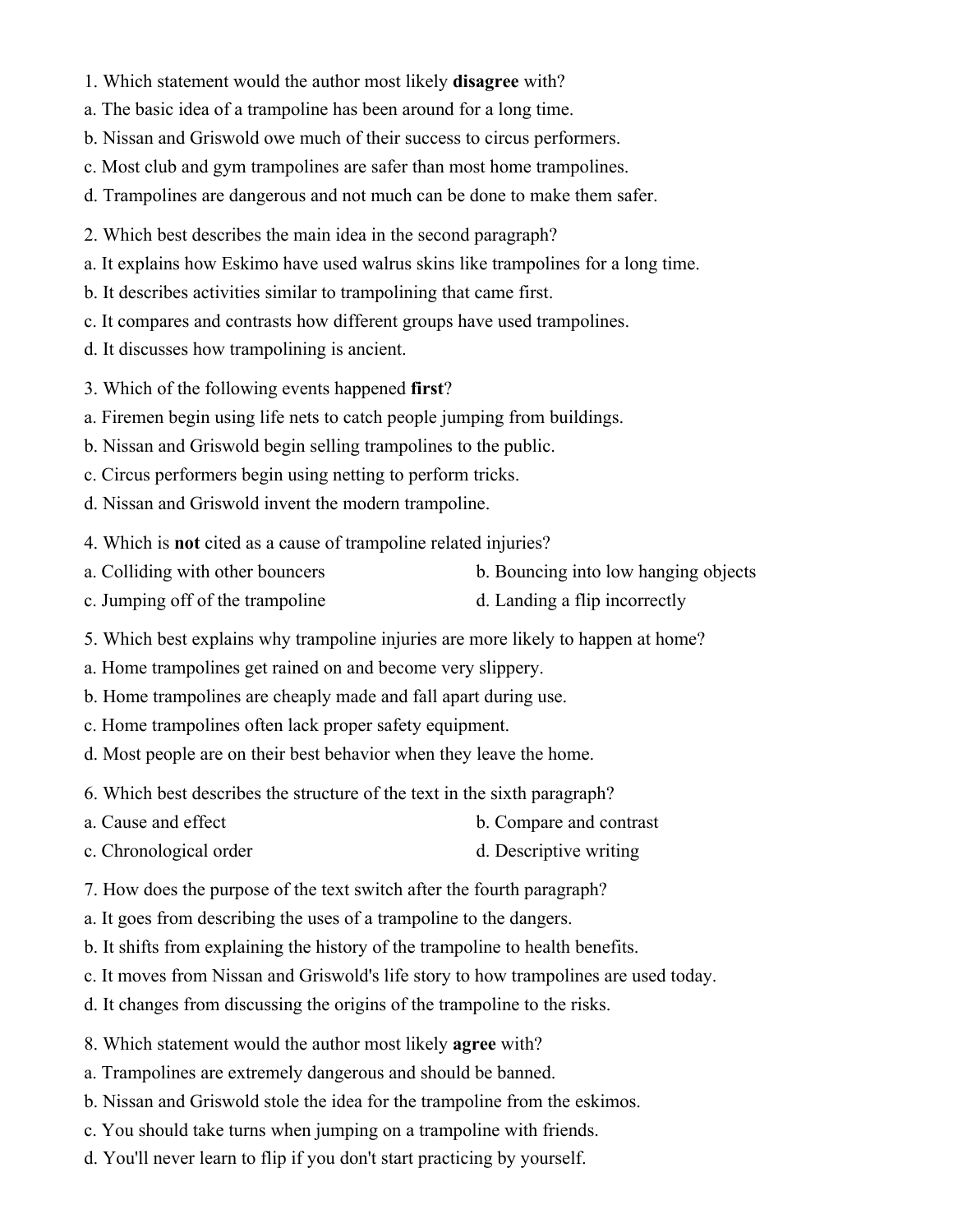1. Which statement would the author most likely **disagree** with?

a. The basic idea of a trampoline has been around for a long time.

b. Nissan and Griswold owe much of their success to circus performers.

c. Most club and gym trampolines are safer than most home trampolines.

d. Trampolines are dangerous and not much can be done to make them safer.

2. Which best describes the main idea in the second paragraph?

a. It explains how Eskimo have used walrus skins like trampolines for a long time.

b. It describes activities similar to trampolining that came first.

c. It compares and contrasts how different groups have used trampolines.

d. It discusses how trampolining is ancient.

3. Which of the following events happened **first**?

a. Firemen begin using life nets to catch people jumping from buildings.

b. Nissan and Griswold begin selling trampolines to the public.

c. Circus performers begin using netting to perform tricks.

d. Nissan and Griswold invent the modern trampoline.

4. Which is **not** cited as a cause of trampoline related injuries?

a. Colliding with other bouncers

b. Bouncing into low hanging objects

c. Jumping off of the trampoline

d. Landing a flip incorrectly

5. Which best explains why trampoline injuries are more likely to happen at home?

a. Home trampolines get rained on and become very slippery.

b. Home trampolines are cheaply made and fall apart during use.

c. Home trampolines often lack proper safety equipment.

d. Most people are on their best behavior when they leave the home.

6. Which best describes the structure of the text in the sixth paragraph?

a. Cause and effect

b. Compare and contrast

c. Chronological order

d. Descriptive writing

7. How does the purpose of the text switch after the fourth paragraph?

a. It goes from describing the uses of a trampoline to the dangers.

b. It shifts from explaining the history of the trampoline to health benefits.

c. It moves from Nissan and Griswold's life story to how trampolines are used today.

d. It changes from discussing the origins of the trampoline to the risks.

8. Which statement would the author most likely **agree** with?

a. Trampolines are extremely dangerous and should be banned.

b. Nissan and Griswold stole the idea for the trampoline from the eskimos.

c. You should take turns when jumping on a trampoline with friends.

d. You'll never learn to flip if you don't start practicing by yourself.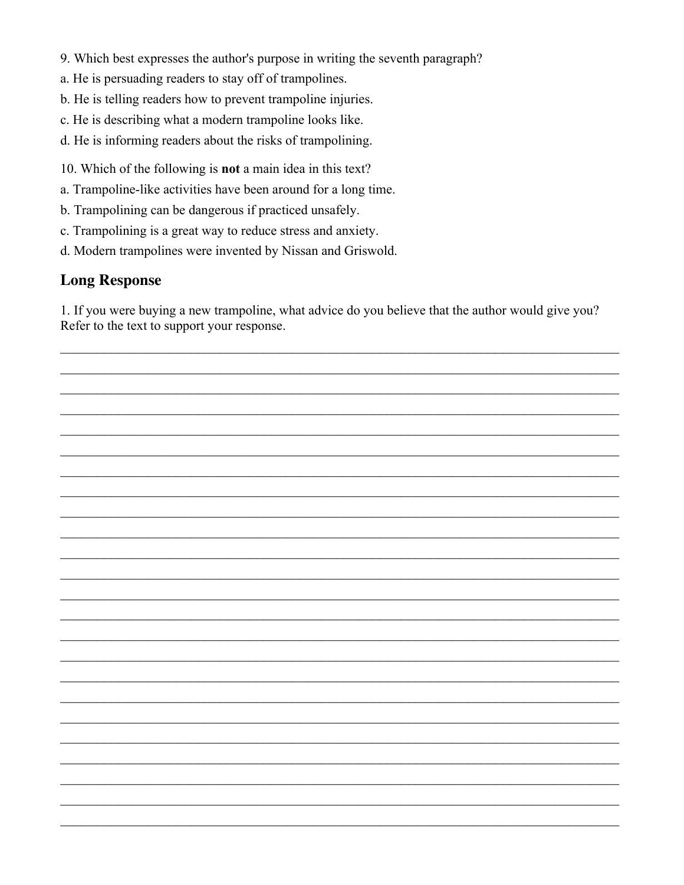9. Which best expresses the author's purpose in writing the seventh paragraph?

a. He is persuading readers to stay off of trampolines.

b. He is telling readers how to prevent trampoline injuries.

c. He is describing what a modern trampoline looks like.

d. He is informing readers about the risks of trampolining.

10. Which of the following is **not** a main idea in this text?

a. Trampoline-like activities have been around for a long time.

b. Trampolining can be dangerous if practiced unsafely.

c. Trampolining is a great way to reduce stress and anxiety.

d. Modern trampolines were invented by Nissan and Griswold.

## Long Response

1. If you were buying a new trampoline, what advice do you believe that the author would give you? Refer to the text to support your response.

\_\_\_\_\_\_\_\_\_\_\_\_\_\_\_\_\_\_\_\_\_\_\_\_\_\_\_\_\_\_\_\_\_\_\_\_\_\_\_\_\_\_\_\_\_\_\_\_\_\_\_\_\_\_\_\_\_\_\_\_\_\_\_\_\_\_\_\_\_\_\_\_\_\_\_\_\_\_

\_\_\_\_\_\_\_\_\_\_\_\_\_\_\_\_\_\_\_\_\_\_\_\_\_\_\_\_\_\_\_\_\_\_\_\_\_\_\_\_\_\_\_\_\_\_\_\_\_\_\_\_\_\_\_\_\_\_\_\_\_\_\_\_\_\_\_\_\_\_\_\_\_\_\_\_\_\_

\_\_\_\_\_\_\_\_\_\_\_\_\_\_\_\_\_\_\_\_\_\_\_\_\_\_\_\_\_\_\_\_\_\_\_\_\_\_\_\_\_\_\_\_\_\_\_\_\_\_\_\_\_\_\_\_\_\_\_\_\_\_\_\_\_\_\_\_\_\_\_\_\_\_\_\_\_\_

\_\_\_\_\_\_\_\_\_\_\_\_\_\_\_\_\_\_\_\_\_\_\_\_\_\_\_\_\_\_\_\_\_\_\_\_\_\_\_\_\_\_\_\_\_\_\_\_\_\_\_\_\_\_\_\_\_\_\_\_\_\_\_\_\_\_\_\_\_\_\_\_\_\_\_\_\_\_

\_\_\_\_\_\_\_\_\_\_\_\_\_\_\_\_\_\_\_\_\_\_\_\_\_\_\_\_\_\_\_\_\_\_\_\_\_\_\_\_\_\_\_\_\_\_\_\_\_\_\_\_\_\_\_\_\_\_\_\_\_\_\_\_\_\_\_\_\_\_\_\_\_\_\_\_\_\_

\_\_\_\_\_\_\_\_\_\_\_\_\_\_\_\_\_\_\_\_\_\_\_\_\_\_\_\_\_\_\_\_\_\_\_\_\_\_\_\_\_\_\_\_\_\_\_\_\_\_\_\_\_\_\_\_\_\_\_\_\_\_\_\_\_\_\_\_\_\_\_\_\_\_\_\_\_\_

\_\_\_\_\_\_\_\_\_\_\_\_\_\_\_\_\_\_\_\_\_\_\_\_\_\_\_\_\_\_\_\_\_\_\_\_\_\_\_\_\_\_\_\_\_\_\_\_\_\_\_\_\_\_\_\_\_\_\_\_\_\_\_\_\_\_\_\_\_\_\_\_\_\_\_\_\_\_

\_\_\_\_\_\_\_\_\_\_\_\_\_\_\_\_\_\_\_\_\_\_\_\_\_\_\_\_\_\_\_\_\_\_\_\_\_\_\_\_\_\_\_\_\_\_\_\_\_\_\_\_\_\_\_\_\_\_\_\_\_\_\_\_\_\_\_\_\_\_\_\_\_\_\_\_\_\_

\_\_\_\_\_\_\_\_\_\_\_\_\_\_\_\_\_\_\_\_\_\_\_\_\_\_\_\_\_\_\_\_\_\_\_\_\_\_\_\_\_\_\_\_\_\_\_\_\_\_\_\_\_\_\_\_\_\_\_\_\_\_\_\_\_\_\_\_\_\_\_\_\_\_\_\_\_\_

\_\_\_\_\_\_\_\_\_\_\_\_\_\_\_\_\_\_\_\_\_\_\_\_\_\_\_\_\_\_\_\_\_\_\_\_\_\_\_\_\_\_\_\_\_\_\_\_\_\_\_\_\_\_\_\_\_\_\_\_\_\_\_\_\_\_\_\_\_\_\_\_\_\_\_\_\_\_

\_\_\_\_\_\_\_\_\_\_\_\_\_\_\_\_\_\_\_\_\_\_\_\_\_\_\_\_\_\_\_\_\_\_\_\_\_\_\_\_\_\_\_\_\_\_\_\_\_\_\_\_\_\_\_\_\_\_\_\_\_\_\_\_\_\_\_\_\_\_\_\_\_\_\_\_\_\_

\_\_\_\_\_\_\_\_\_\_\_\_\_\_\_\_\_\_\_\_\_\_\_\_\_\_\_\_\_\_\_\_\_\_\_\_\_\_\_\_\_\_\_\_\_\_\_\_\_\_\_\_\_\_\_\_\_\_\_\_\_\_\_\_\_\_\_\_\_\_\_\_\_\_\_\_\_\_

\_\_\_\_\_\_\_\_\_\_\_\_\_\_\_\_\_\_\_\_\_\_\_\_\_\_\_\_\_\_\_\_\_\_\_\_\_\_\_\_\_\_\_\_\_\_\_\_\_\_\_\_\_\_\_\_\_\_\_\_\_\_\_\_\_\_\_\_\_\_\_\_\_\_\_\_\_\_

\_\_\_\_\_\_\_\_\_\_\_\_\_\_\_\_\_\_\_\_\_\_\_\_\_\_\_\_\_\_\_\_\_\_\_\_\_\_\_\_\_\_\_\_\_\_\_\_\_\_\_\_\_\_\_\_\_\_\_\_\_\_\_\_\_\_\_\_\_\_\_\_\_\_\_\_\_\_

\_\_\_\_\_\_\_\_\_\_\_\_\_\_\_\_\_\_\_\_\_\_\_\_\_\_\_\_\_\_\_\_\_\_\_\_\_\_\_\_\_\_\_\_\_\_\_\_\_\_\_\_\_\_\_\_\_\_\_\_\_\_\_\_\_\_\_\_\_\_\_\_\_\_\_\_\_\_

\_\_\_\_\_\_\_\_\_\_\_\_\_\_\_\_\_\_\_\_\_\_\_\_\_\_\_\_\_\_\_\_\_\_\_\_\_\_\_\_\_\_\_\_\_\_\_\_\_\_\_\_\_\_\_\_\_\_\_\_\_\_\_\_\_\_\_\_\_\_\_\_\_\_\_\_\_\_

\_\_\_\_\_\_\_\_\_\_\_\_\_\_\_\_\_\_\_\_\_\_\_\_\_\_\_\_\_\_\_\_\_\_\_\_\_\_\_\_\_\_\_\_\_\_\_\_\_\_\_\_\_\_\_\_\_\_\_\_\_\_\_\_\_\_\_\_\_\_\_\_\_\_\_\_\_\_

\_\_\_\_\_\_\_\_\_\_\_\_\_\_\_\_\_\_\_\_\_\_\_\_\_\_\_\_\_\_\_\_\_\_\_\_\_\_\_\_\_\_\_\_\_\_\_\_\_\_\_\_\_\_\_\_\_\_\_\_\_\_\_\_\_\_\_\_\_\_\_\_\_\_\_\_\_\_

\_\_\_\_\_\_\_\_\_\_\_\_\_\_\_\_\_\_\_\_\_\_\_\_\_\_\_\_\_\_\_\_\_\_\_\_\_\_\_\_\_\_\_\_\_\_\_\_\_\_\_\_\_\_\_\_\_\_\_\_\_\_\_\_\_\_\_\_\_\_\_\_\_\_\_\_\_\_

\_\_\_\_\_\_\_\_\_\_\_\_\_\_\_\_\_\_\_\_\_\_\_\_\_\_\_\_\_\_\_\_\_\_\_\_\_\_\_\_\_\_\_\_\_\_\_\_\_\_\_\_\_\_\_\_\_\_\_\_\_\_\_\_\_\_\_\_\_\_\_\_\_\_\_\_\_\_

\_\_\_\_\_\_\_\_\_\_\_\_\_\_\_\_\_\_\_\_\_\_\_\_\_\_\_\_\_\_\_\_\_\_\_\_\_\_\_\_\_\_\_\_\_\_\_\_\_\_\_\_\_\_\_\_\_\_\_\_\_\_\_\_\_\_\_\_\_\_\_\_\_\_\_\_\_\_

\_\_\_\_\_\_\_\_\_\_\_\_\_\_\_\_\_\_\_\_\_\_\_\_\_\_\_\_\_\_\_\_\_\_\_\_\_\_\_\_\_\_\_\_\_\_\_\_\_\_\_\_\_\_\_\_\_\_\_\_\_\_\_\_\_\_\_\_\_\_\_\_\_\_\_\_\_\_

\_\_\_\_\_\_\_\_\_\_\_\_\_\_\_\_\_\_\_\_\_\_\_\_\_\_\_\_\_\_\_\_\_\_\_\_\_\_\_\_\_\_\_\_\_\_\_\_\_\_\_\_\_\_\_\_\_\_\_\_\_\_\_\_\_\_\_\_\_\_\_\_\_\_\_\_\_\_

\_\_\_\_\_\_\_\_\_\_\_\_\_\_\_\_\_\_\_\_\_\_\_\_\_\_\_\_\_\_\_\_\_\_\_\_\_\_\_\_\_\_\_\_\_\_\_\_\_\_\_\_\_\_\_\_\_\_\_\_\_\_\_\_\_\_\_\_\_\_\_\_\_\_\_\_\_\_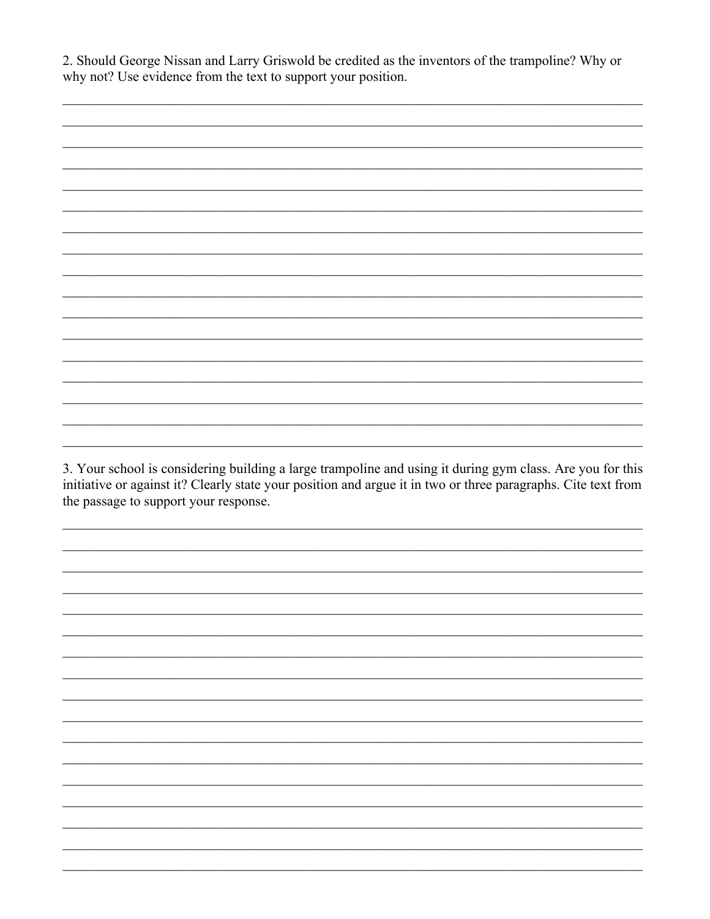2. Should George Nissan and Larry Griswold be credited as the inventors of the trampoline? Why or why not? Use evidence from the text to support your position.

\_\_\_\_\_\_\_\_\_\_\_\_\_\_\_\_\_\_\_\_\_\_\_\_\_\_\_\_\_\_\_\_\_\_\_\_\_\_\_\_\_\_\_\_\_\_\_\_\_\_\_\_\_\_\_\_\_\_\_\_\_\_\_\_\_\_\_\_\_\_\_\_\_\_\_\_\_\_

\_\_\_\_\_\_\_\_\_\_\_\_\_\_\_\_\_\_\_\_\_\_\_\_\_\_\_\_\_\_\_\_\_\_\_\_\_\_\_\_\_\_\_\_\_\_\_\_\_\_\_\_\_\_\_\_\_\_\_\_\_\_\_\_\_\_\_\_\_\_\_\_\_\_\_\_\_\_

\_\_\_\_\_\_\_\_\_\_\_\_\_\_\_\_\_\_\_\_\_\_\_\_\_\_\_\_\_\_\_\_\_\_\_\_\_\_\_\_\_\_\_\_\_\_\_\_\_\_\_\_\_\_\_\_\_\_\_\_\_\_\_\_\_\_\_\_\_\_\_\_\_\_\_\_\_\_

\_\_\_\_\_\_\_\_\_\_\_\_\_\_\_\_\_\_\_\_\_\_\_\_\_\_\_\_\_\_\_\_\_\_\_\_\_\_\_\_\_\_\_\_\_\_\_\_\_\_\_\_\_\_\_\_\_\_\_\_\_\_\_\_\_\_\_\_\_\_\_\_\_\_\_\_\_\_

\_\_\_\_\_\_\_\_\_\_\_\_\_\_\_\_\_\_\_\_\_\_\_\_\_\_\_\_\_\_\_\_\_\_\_\_\_\_\_\_\_\_\_\_\_\_\_\_\_\_\_\_\_\_\_\_\_\_\_\_\_\_\_\_\_\_\_\_\_\_\_\_\_\_\_\_\_\_

\_\_\_\_\_\_\_\_\_\_\_\_\_\_\_\_\_\_\_\_\_\_\_\_\_\_\_\_\_\_\_\_\_\_\_\_\_\_\_\_\_\_\_\_\_\_\_\_\_\_\_\_\_\_\_\_\_\_\_\_\_\_\_\_\_\_\_\_\_\_\_\_\_\_\_\_\_\_

\_\_\_\_\_\_\_\_\_\_\_\_\_\_\_\_\_\_\_\_\_\_\_\_\_\_\_\_\_\_\_\_\_\_\_\_\_\_\_\_\_\_\_\_\_\_\_\_\_\_\_\_\_\_\_\_\_\_\_\_\_\_\_\_\_\_\_\_\_\_\_\_\_\_\_\_\_\_

\_\_\_\_\_\_\_\_\_\_\_\_\_\_\_\_\_\_\_\_\_\_\_\_\_\_\_\_\_\_\_\_\_\_\_\_\_\_\_\_\_\_\_\_\_\_\_\_\_\_\_\_\_\_\_\_\_\_\_\_\_\_\_\_\_\_\_\_\_\_\_\_\_\_\_\_\_\_

\_\_\_\_\_\_\_\_\_\_\_\_\_\_\_\_\_\_\_\_\_\_\_\_\_\_\_\_\_\_\_\_\_\_\_\_\_\_\_\_\_\_\_\_\_\_\_\_\_\_\_\_\_\_\_\_\_\_\_\_\_\_\_\_\_\_\_\_\_\_\_\_\_\_\_\_\_\_

\_\_\_\_\_\_\_\_\_\_\_\_\_\_\_\_\_\_\_\_\_\_\_\_\_\_\_\_\_\_\_\_\_\_\_\_\_\_\_\_\_\_\_\_\_\_\_\_\_\_\_\_\_\_\_\_\_\_\_\_\_\_\_\_\_\_\_\_\_\_\_\_\_\_\_\_\_\_

\_\_\_\_\_\_\_\_\_\_\_\_\_\_\_\_\_\_\_\_\_\_\_\_\_\_\_\_\_\_\_\_\_\_\_\_\_\_\_\_\_\_\_\_\_\_\_\_\_\_\_\_\_\_\_\_\_\_\_\_\_\_\_\_\_\_\_\_\_\_\_\_\_\_\_\_\_\_

\_\_\_\_\_\_\_\_\_\_\_\_\_\_\_\_\_\_\_\_\_\_\_\_\_\_\_\_\_\_\_\_\_\_\_\_\_\_\_\_\_\_\_\_\_\_\_\_\_\_\_\_\_\_\_\_\_\_\_\_\_\_\_\_\_\_\_\_\_\_\_\_\_\_\_\_\_\_

\_\_\_\_\_\_\_\_\_\_\_\_\_\_\_\_\_\_\_\_\_\_\_\_\_\_\_\_\_\_\_\_\_\_\_\_\_\_\_\_\_\_\_\_\_\_\_\_\_\_\_\_\_\_\_\_\_\_\_\_\_\_\_\_\_\_\_\_\_\_\_\_\_\_\_\_\_\_

\_\_\_\_\_\_\_\_\_\_\_\_\_\_\_\_\_\_\_\_\_\_\_\_\_\_\_\_\_\_\_\_\_\_\_\_\_\_\_\_\_\_\_\_\_\_\_\_\_\_\_\_\_\_\_\_\_\_\_\_\_\_\_\_\_\_\_\_\_\_\_\_\_\_\_\_\_\_

\_\_\_\_\_\_\_\_\_\_\_\_\_\_\_\_\_\_\_\_\_\_\_\_\_\_\_\_\_\_\_\_\_\_\_\_\_\_\_\_\_\_\_\_\_\_\_\_\_\_\_\_\_\_\_\_\_\_\_\_\_\_\_\_\_\_\_\_\_\_\_\_\_\_\_\_\_\_

\_\_\_\_\_\_\_\_\_\_\_\_\_\_\_\_\_\_\_\_\_\_\_\_\_\_\_\_\_\_\_\_\_\_\_\_\_\_\_\_\_\_\_\_\_\_\_\_\_\_\_\_\_\_\_\_\_\_\_\_\_\_\_\_\_\_\_\_\_\_\_\_\_\_\_\_\_\_

\_\_\_\_\_\_\_\_\_\_\_\_\_\_\_\_\_\_\_\_\_\_\_\_\_\_\_\_\_\_\_\_\_\_\_\_\_\_\_\_\_\_\_\_\_\_\_\_\_\_\_\_\_\_\_\_\_\_\_\_\_\_\_\_\_\_\_\_\_\_\_\_\_\_\_\_\_\_

3. Your school is considering building a large trampoline and using it during gym class. Are you for this initiative or against it? Clearly state your position and argue it in two or three paragraphs. Cite text from the passage to support your response.

\_\_\_\_\_\_\_\_\_\_\_\_\_\_\_\_\_\_\_\_\_\_\_\_\_\_\_\_\_\_\_\_\_\_\_\_\_\_\_\_\_\_\_\_\_\_\_\_\_\_\_\_\_\_\_\_\_\_\_\_\_\_\_\_\_\_\_\_\_\_\_\_\_\_\_\_\_\_

\_\_\_\_\_\_\_\_\_\_\_\_\_\_\_\_\_\_\_\_\_\_\_\_\_\_\_\_\_\_\_\_\_\_\_\_\_\_\_\_\_\_\_\_\_\_\_\_\_\_\_\_\_\_\_\_\_\_\_\_\_\_\_\_\_\_\_\_\_\_\_\_\_\_\_\_\_\_

\_\_\_\_\_\_\_\_\_\_\_\_\_\_\_\_\_\_\_\_\_\_\_\_\_\_\_\_\_\_\_\_\_\_\_\_\_\_\_\_\_\_\_\_\_\_\_\_\_\_\_\_\_\_\_\_\_\_\_\_\_\_\_\_\_\_\_\_\_\_\_\_\_\_\_\_\_\_

\_\_\_\_\_\_\_\_\_\_\_\_\_\_\_\_\_\_\_\_\_\_\_\_\_\_\_\_\_\_\_\_\_\_\_\_\_\_\_\_\_\_\_\_\_\_\_\_\_\_\_\_\_\_\_\_\_\_\_\_\_\_\_\_\_\_\_\_\_\_\_\_\_\_\_\_\_\_

\_\_\_\_\_\_\_\_\_\_\_\_\_\_\_\_\_\_\_\_\_\_\_\_\_\_\_\_\_\_\_\_\_\_\_\_\_\_\_\_\_\_\_\_\_\_\_\_\_\_\_\_\_\_\_\_\_\_\_\_\_\_\_\_\_\_\_\_\_\_\_\_\_\_\_\_\_\_

\_\_\_\_\_\_\_\_\_\_\_\_\_\_\_\_\_\_\_\_\_\_\_\_\_\_\_\_\_\_\_\_\_\_\_\_\_\_\_\_\_\_\_\_\_\_\_\_\_\_\_\_\_\_\_\_\_\_\_\_\_\_\_\_\_\_\_\_\_\_\_\_\_\_\_\_\_\_

\_\_\_\_\_\_\_\_\_\_\_\_\_\_\_\_\_\_\_\_\_\_\_\_\_\_\_\_\_\_\_\_\_\_\_\_\_\_\_\_\_\_\_\_\_\_\_\_\_\_\_\_\_\_\_\_\_\_\_\_\_\_\_\_\_\_\_\_\_\_\_\_\_\_\_\_\_\_

\_\_\_\_\_\_\_\_\_\_\_\_\_\_\_\_\_\_\_\_\_\_\_\_\_\_\_\_\_\_\_\_\_\_\_\_\_\_\_\_\_\_\_\_\_\_\_\_\_\_\_\_\_\_\_\_\_\_\_\_\_\_\_\_\_\_\_\_\_\_\_\_\_\_\_\_\_\_

\_\_\_\_\_\_\_\_\_\_\_\_\_\_\_\_\_\_\_\_\_\_\_\_\_\_\_\_\_\_\_\_\_\_\_\_\_\_\_\_\_\_\_\_\_\_\_\_\_\_\_\_\_\_\_\_\_\_\_\_\_\_\_\_\_\_\_\_\_\_\_\_\_\_\_\_\_\_

\_\_\_\_\_\_\_\_\_\_\_\_\_\_\_\_\_\_\_\_\_\_\_\_\_\_\_\_\_\_\_\_\_\_\_\_\_\_\_\_\_\_\_\_\_\_\_\_\_\_\_\_\_\_\_\_\_\_\_\_\_\_\_\_\_\_\_\_\_\_\_\_\_\_\_\_\_\_

\_\_\_\_\_\_\_\_\_\_\_\_\_\_\_\_\_\_\_\_\_\_\_\_\_\_\_\_\_\_\_\_\_\_\_\_\_\_\_\_\_\_\_\_\_\_\_\_\_\_\_\_\_\_\_\_\_\_\_\_\_\_\_\_\_\_\_\_\_\_\_\_\_\_\_\_\_\_

\_\_\_\_\_\_\_\_\_\_\_\_\_\_\_\_\_\_\_\_\_\_\_\_\_\_\_\_\_\_\_\_\_\_\_\_\_\_\_\_\_\_\_\_\_\_\_\_\_\_\_\_\_\_\_\_\_\_\_\_\_\_\_\_\_\_\_\_\_\_\_\_\_\_\_\_\_\_

\_\_\_\_\_\_\_\_\_\_\_\_\_\_\_\_\_\_\_\_\_\_\_\_\_\_\_\_\_\_\_\_\_\_\_\_\_\_\_\_\_\_\_\_\_\_\_\_\_\_\_\_\_\_\_\_\_\_\_\_\_\_\_\_\_\_\_\_\_\_\_\_\_\_\_\_\_\_

\_\_\_\_\_\_\_\_\_\_\_\_\_\_\_\_\_\_\_\_\_\_\_\_\_\_\_\_\_\_\_\_\_\_\_\_\_\_\_\_\_\_\_\_\_\_\_\_\_\_\_\_\_\_\_\_\_\_\_\_\_\_\_\_\_\_\_\_\_\_\_\_\_\_\_\_\_\_

\_\_\_\_\_\_\_\_\_\_\_\_\_\_\_\_\_\_\_\_\_\_\_\_\_\_\_\_\_\_\_\_\_\_\_\_\_\_\_\_\_\_\_\_\_\_\_\_\_\_\_\_\_\_\_\_\_\_\_\_\_\_\_\_\_\_\_\_\_\_\_\_\_\_\_\_\_\_

\_\_\_\_\_\_\_\_\_\_\_\_\_\_\_\_\_\_\_\_\_\_\_\_\_\_\_\_\_\_\_\_\_\_\_\_\_\_\_\_\_\_\_\_\_\_\_\_\_\_\_\_\_\_\_\_\_\_\_\_\_\_\_\_\_\_\_\_\_\_\_\_\_\_\_\_\_\_

\_\_\_\_\_\_\_\_\_\_\_\_\_\_\_\_\_\_\_\_\_\_\_\_\_\_\_\_\_\_\_\_\_\_\_\_\_\_\_\_\_\_\_\_\_\_\_\_\_\_\_\_\_\_\_\_\_\_\_\_\_\_\_\_\_\_\_\_\_\_\_\_\_\_\_\_\_\_